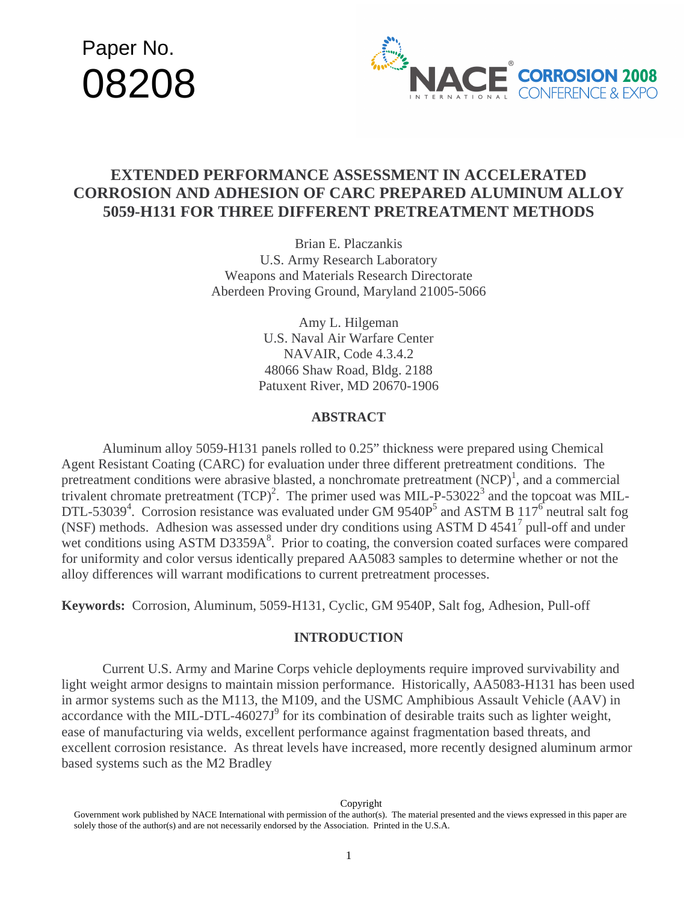Paper No.

08208

NACE INTERNATIONAL CORROSION 2008 CONFERENCE & EXPO

# EXTENDED PERFORMANCE ASSESSMENT IN ACCELERATED CORROSION AND ADHESION OF CARC PREPARED ALUMINUM ALLOY 5059-H131 FOR THREE DIFFERENT PRETREATMENT METHODS

Brian E. Placzankis
U.S. Army Research Laboratory
Weapons and Materials Research Directorate
Aberdeen Proving Ground, Maryland 21005-5066

Amy L. Hilgeman
U.S. Naval Air Warfare Center
NAVAIR, Code 4.3.4.2
48066 Shaw Road, Bldg. 2188
Patuxent River, MD 20670-1906

## ABSTRACT

Aluminum alloy 5059-H131 panels rolled to 0.25" thickness were prepared using Chemical Agent Resistant Coating (CARC) for evaluation under three different pretreatment conditions. The pretreatment conditions were abrasive blasted, a nonchromate pretreatment (NCP)[1], and a commercial trivalent chromate pretreatment (TCP)[2]. The primer used was MIL-P-53022[3] and the topcoat was MIL-DTL-53039[4]. Corrosion resistance was evaluated under GM 9540P[5] and ASTM B 117[6] neutral salt fog (NSF) methods. Adhesion was assessed under dry conditions using ASTM D 4541[7] pull-off and under wet conditions using ASTM D3359A[8]. Prior to coating, the conversion coated surfaces were compared for uniformity and color versus identically prepared AA5083 samples to determine whether or not the alloy differences will warrant modifications to current pretreatment processes.

**Keywords:** Corrosion, Aluminum, 5059-H131, Cyclic, GM 9540P, Salt fog, Adhesion, Pull-off

## INTRODUCTION

Current U.S. Army and Marine Corps vehicle deployments require improved survivability and light weight armor designs to maintain mission performance. Historically, AA5083-H131 has been used in armor systems such as the M113, the M109, and the USMC Amphibious Assault Vehicle (AAV) in accordance with the MIL-DTL-46027J[9] for its combination of desirable traits such as lighter weight, ease of manufacturing via welds, excellent performance against fragmentation based threats, and excellent corrosion resistance. As threat levels have increased, more recently designed aluminum armor based systems such as the M2 Bradley

Copyright
Government work published by NACE International with permission of the author(s). The material presented and the views expressed in this paper are solely those of the author(s) and are not necessarily endorsed by the Association. Printed in the U.S.A.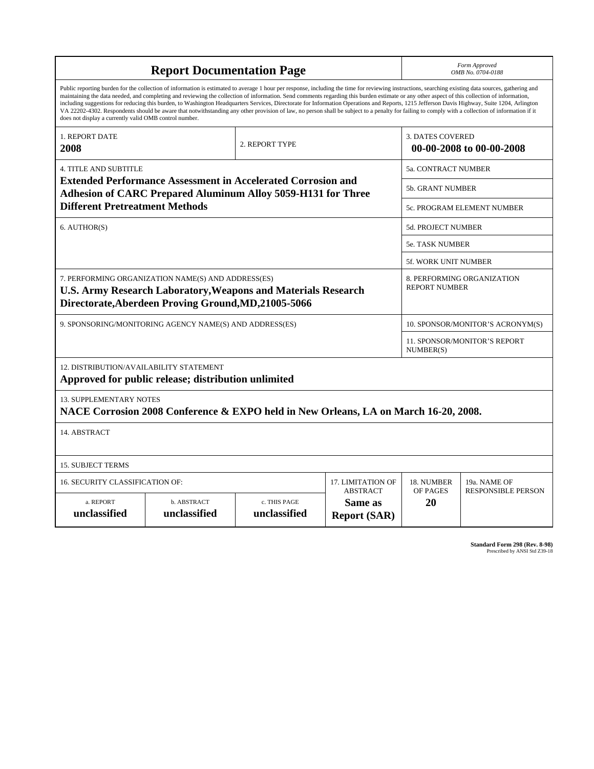# Report Documentation Page

*Form Approved*
*OMB No. 0704-0188*

Public reporting burden for the collection of information is estimated to average 1 hour per response, including the time for reviewing instructions, searching existing data sources, gathering and maintaining the data needed, and completing and reviewing the collection of information. Send comments regarding this burden estimate or any other aspect of this collection of information, including suggestions for reducing this burden, to Washington Headquarters Services, Directorate for Information Operations and Reports, 1215 Jefferson Davis Highway, Suite 1204, Arlington VA 22202-4302. Respondents should be aware that notwithstanding any other provision of law, no person shall be subject to a penalty for failing to comply with a collection of information if it does not display a currently valid OMB control number.

| 1. REPORT DATE | 2. REPORT TYPE | 3. DATES COVERED |
|---|---|---|
| **2008** | | **00-00-2008 to 00-00-2008** |

| 4. TITLE AND SUBTITLE | |
|---|---|
| **Extended Performance Assessment in Accelerated Corrosion and Adhesion of CARC Prepared Aluminum Alloy 5059-H131 for Three Different Pretreatment Methods** | 5a. CONTRACT NUMBER |
| | 5b. GRANT NUMBER |
| | 5c. PROGRAM ELEMENT NUMBER |
| 6. AUTHOR(S) | 5d. PROJECT NUMBER |
| | 5e. TASK NUMBER |
| | 5f. WORK UNIT NUMBER |
| 7. PERFORMING ORGANIZATION NAME(S) AND ADDRESS(ES) **U.S. Army Research Laboratory,Weapons and Materials Research Directorate,Aberdeen Proving Ground,MD,21005-5066** | 8. PERFORMING ORGANIZATION REPORT NUMBER |
| 9. SPONSORING/MONITORING AGENCY NAME(S) AND ADDRESS(ES) | 10. SPONSOR/MONITOR'S ACRONYM(S) |
| | 11. SPONSOR/MONITOR'S REPORT NUMBER(S) |

12. DISTRIBUTION/AVAILABILITY STATEMENT
**Approved for public release; distribution unlimited**

13. SUPPLEMENTARY NOTES
**NACE Corrosion 2008 Conference & EXPO held in New Orleans, LA on March 16-20, 2008.**

14. ABSTRACT

15. SUBJECT TERMS

| 16. SECURITY CLASSIFICATION OF: | | | 17. LIMITATION OF ABSTRACT | 18. NUMBER OF PAGES | 19a. NAME OF RESPONSIBLE PERSON |
|---|---|---|---|---|---|
| a. REPORT | b. ABSTRACT | c. THIS PAGE | | | |
| **unclassified** | **unclassified** | **unclassified** | **Same as Report (SAR)** | **20** | |

**Standard Form 298 (Rev. 8-98)**
Prescribed by ANSI Std Z39-18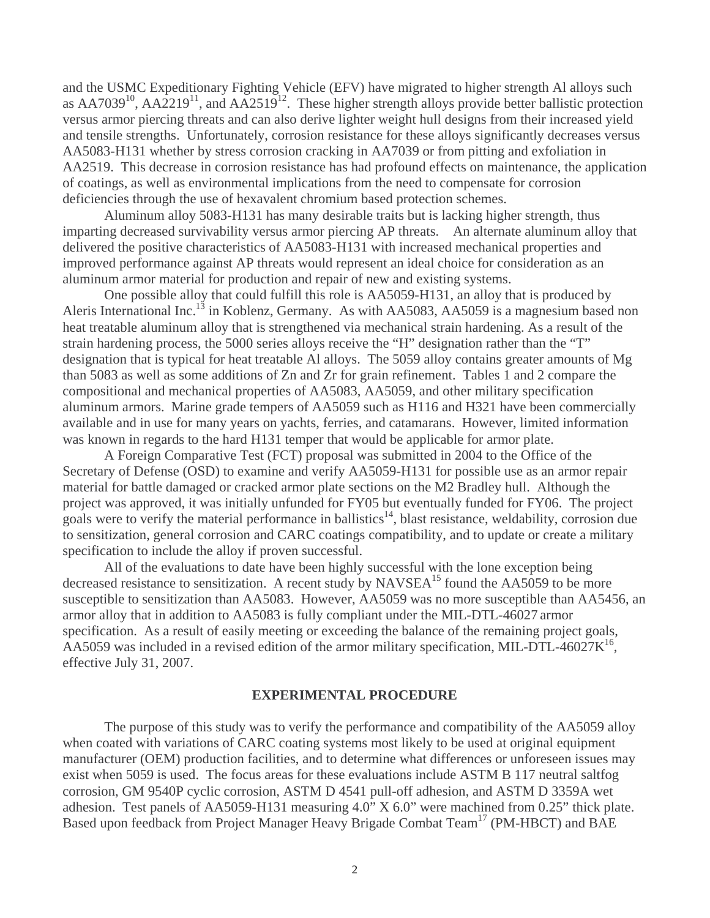and the USMC Expeditionary Fighting Vehicle (EFV) have migrated to higher strength Al alloys such as AA7039[10], AA2219[11], and AA2519[12]. These higher strength alloys provide better ballistic protection versus armor piercing threats and can also derive lighter weight hull designs from their increased yield and tensile strengths. Unfortunately, corrosion resistance for these alloys significantly decreases versus AA5083-H131 whether by stress corrosion cracking in AA7039 or from pitting and exfoliation in AA2519. This decrease in corrosion resistance has had profound effects on maintenance, the application of coatings, as well as environmental implications from the need to compensate for corrosion deficiencies through the use of hexavalent chromium based protection schemes.

Aluminum alloy 5083-H131 has many desirable traits but is lacking higher strength, thus imparting decreased survivability versus armor piercing AP threats. An alternate aluminum alloy that delivered the positive characteristics of AA5083-H131 with increased mechanical properties and improved performance against AP threats would represent an ideal choice for consideration as an aluminum armor material for production and repair of new and existing systems.

One possible alloy that could fulfill this role is AA5059-H131, an alloy that is produced by Aleris International Inc.[13] in Koblenz, Germany. As with AA5083, AA5059 is a magnesium based non heat treatable aluminum alloy that is strengthened via mechanical strain hardening. As a result of the strain hardening process, the 5000 series alloys receive the "H" designation rather than the "T" designation that is typical for heat treatable Al alloys. The 5059 alloy contains greater amounts of Mg than 5083 as well as some additions of Zn and Zr for grain refinement. Tables 1 and 2 compare the compositional and mechanical properties of AA5083, AA5059, and other military specification aluminum armors. Marine grade tempers of AA5059 such as H116 and H321 have been commercially available and in use for many years on yachts, ferries, and catamarans. However, limited information was known in regards to the hard H131 temper that would be applicable for armor plate.

A Foreign Comparative Test (FCT) proposal was submitted in 2004 to the Office of the Secretary of Defense (OSD) to examine and verify AA5059-H131 for possible use as an armor repair material for battle damaged or cracked armor plate sections on the M2 Bradley hull. Although the project was approved, it was initially unfunded for FY05 but eventually funded for FY06. The project goals were to verify the material performance in ballistics[14], blast resistance, weldability, corrosion due to sensitization, general corrosion and CARC coatings compatibility, and to update or create a military specification to include the alloy if proven successful.

All of the evaluations to date have been highly successful with the lone exception being decreased resistance to sensitization. A recent study by NAVSEA[15] found the AA5059 to be more susceptible to sensitization than AA5083. However, AA5059 was no more susceptible than AA5456, an armor alloy that in addition to AA5083 is fully compliant under the MIL-DTL-46027 armor specification. As a result of easily meeting or exceeding the balance of the remaining project goals, AA5059 was included in a revised edition of the armor military specification, MIL-DTL-46027K[16], effective July 31, 2007.

## EXPERIMENTAL PROCEDURE

The purpose of this study was to verify the performance and compatibility of the AA5059 alloy when coated with variations of CARC coating systems most likely to be used at original equipment manufacturer (OEM) production facilities, and to determine what differences or unforeseen issues may exist when 5059 is used. The focus areas for these evaluations include ASTM B 117 neutral saltfog corrosion, GM 9540P cyclic corrosion, ASTM D 4541 pull-off adhesion, and ASTM D 3359A wet adhesion. Test panels of AA5059-H131 measuring 4.0" X 6.0" were machined from 0.25" thick plate. Based upon feedback from Project Manager Heavy Brigade Combat Team[17] (PM-HBCT) and BAE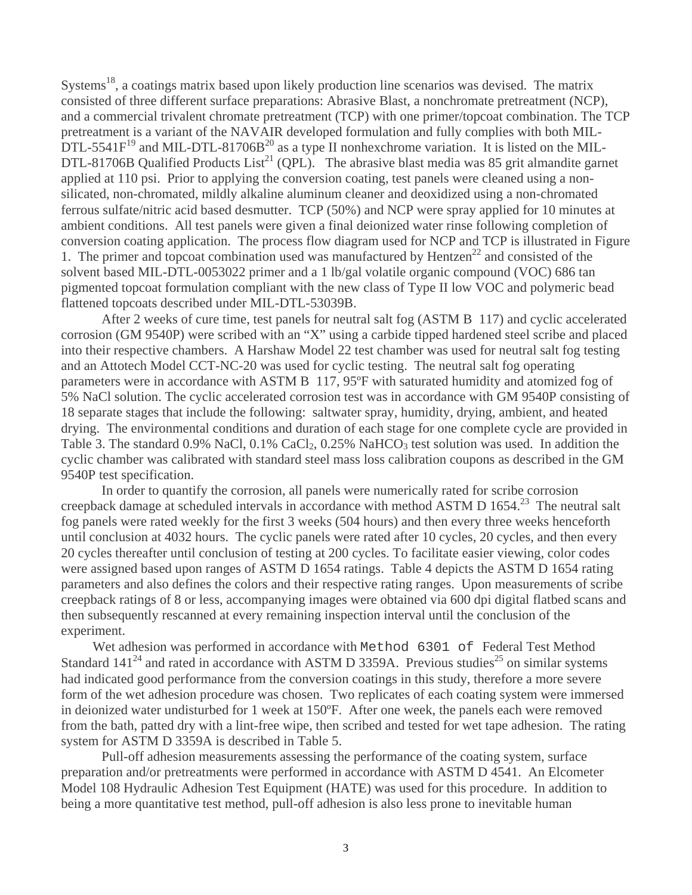Systems[18], a coatings matrix based upon likely production line scenarios was devised. The matrix consisted of three different surface preparations: Abrasive Blast, a nonchromate pretreatment (NCP), and a commercial trivalent chromate pretreatment (TCP) with one primer/topcoat combination. The TCP pretreatment is a variant of the NAVAIR developed formulation and fully complies with both MIL-DTL-5541F[19] and MIL-DTL-81706B[20] as a type II nonhexchrome variation. It is listed on the MIL-DTL-81706B Qualified Products List[21] (QPL). The abrasive blast media was 85 grit almandite garnet applied at 110 psi. Prior to applying the conversion coating, test panels were cleaned using a non-silicated, non-chromated, mildly alkaline aluminum cleaner and deoxidized using a non-chromated ferrous sulfate/nitric acid based desmutter. TCP (50%) and NCP were spray applied for 10 minutes at ambient conditions. All test panels were given a final deionized water rinse following completion of conversion coating application. The process flow diagram used for NCP and TCP is illustrated in Figure 1. The primer and topcoat combination used was manufactured by Hentzen[22] and consisted of the solvent based MIL-DTL-0053022 primer and a 1 lb/gal volatile organic compound (VOC) 686 tan pigmented topcoat formulation compliant with the new class of Type II low VOC and polymeric bead flattened topcoats described under MIL-DTL-53039B.

After 2 weeks of cure time, test panels for neutral salt fog (ASTM B 117) and cyclic accelerated corrosion (GM 9540P) were scribed with an "X" using a carbide tipped hardened steel scribe and placed into their respective chambers. A Harshaw Model 22 test chamber was used for neutral salt fog testing and an Attotech Model CCT-NC-20 was used for cyclic testing. The neutral salt fog operating parameters were in accordance with ASTM B 117, 95ºF with saturated humidity and atomized fog of 5% NaCl solution. The cyclic accelerated corrosion test was in accordance with GM 9540P consisting of 18 separate stages that include the following: saltwater spray, humidity, drying, ambient, and heated drying. The environmental conditions and duration of each stage for one complete cycle are provided in Table 3. The standard 0.9% NaCl, 0.1% $CaCl_2$, 0.25% $NaHCO_3$ test solution was used. In addition the cyclic chamber was calibrated with standard steel mass loss calibration coupons as described in the GM 9540P test specification.

In order to quantify the corrosion, all panels were numerically rated for scribe corrosion creepback damage at scheduled intervals in accordance with method ASTM D 1654.[23] The neutral salt fog panels were rated weekly for the first 3 weeks (504 hours) and then every three weeks henceforth until conclusion at 4032 hours. The cyclic panels were rated after 10 cycles, 20 cycles, and then every 20 cycles thereafter until conclusion of testing at 200 cycles. To facilitate easier viewing, color codes were assigned based upon ranges of ASTM D 1654 ratings. Table 4 depicts the ASTM D 1654 rating parameters and also defines the colors and their respective rating ranges. Upon measurements of scribe creepback ratings of 8 or less, accompanying images were obtained via 600 dpi digital flatbed scans and then subsequently rescanned at every remaining inspection interval until the conclusion of the experiment.

Wet adhesion was performed in accordance with Method 6301 of Federal Test Method Standard 141[24] and rated in accordance with ASTM D 3359A. Previous studies[25] on similar systems had indicated good performance from the conversion coatings in this study, therefore a more severe form of the wet adhesion procedure was chosen. Two replicates of each coating system were immersed in deionized water undisturbed for 1 week at 150ºF. After one week, the panels each were removed from the bath, patted dry with a lint-free wipe, then scribed and tested for wet tape adhesion. The rating system for ASTM D 3359A is described in Table 5.

Pull-off adhesion measurements assessing the performance of the coating system, surface preparation and/or pretreatments were performed in accordance with ASTM D 4541. An Elcometer Model 108 Hydraulic Adhesion Test Equipment (HATE) was used for this procedure. In addition to being a more quantitative test method, pull-off adhesion is also less prone to inevitable human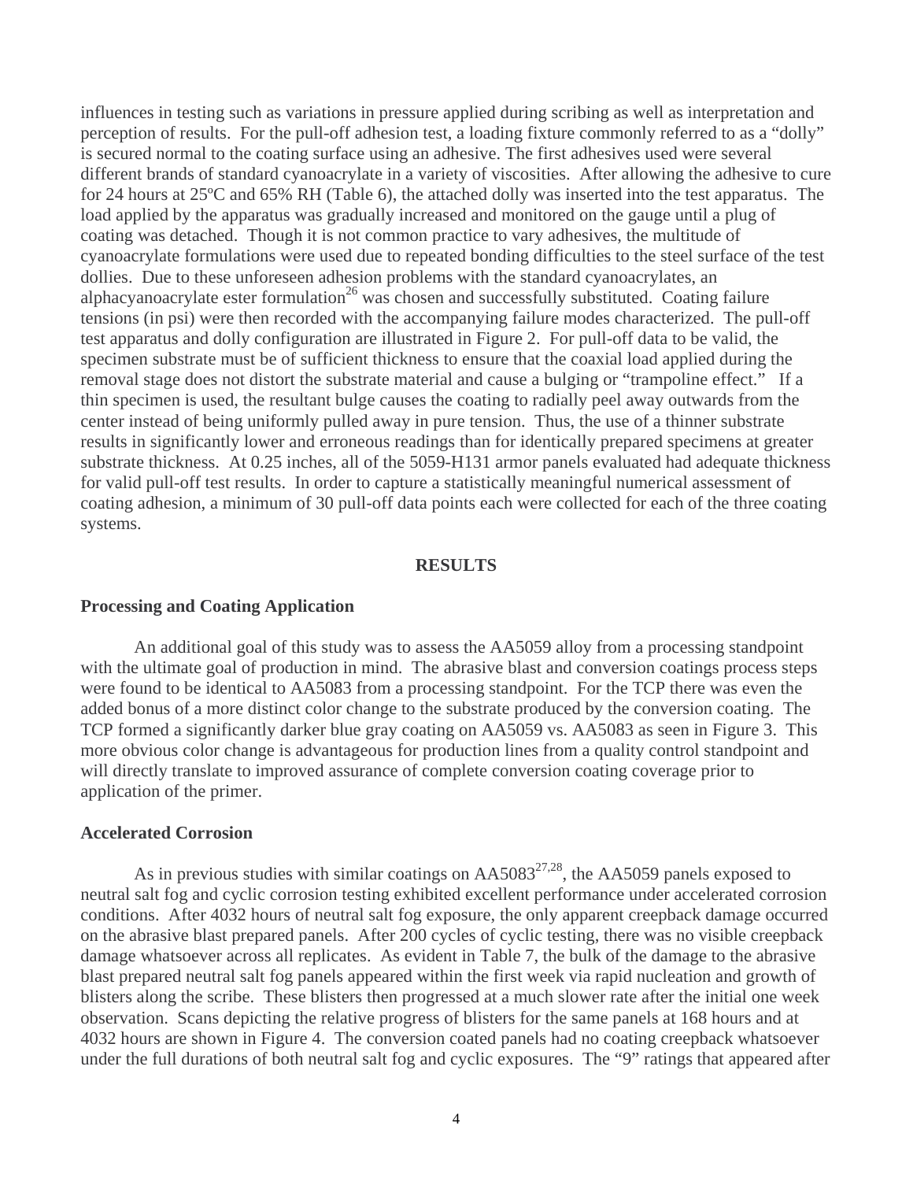influences in testing such as variations in pressure applied during scribing as well as interpretation and perception of results. For the pull-off adhesion test, a loading fixture commonly referred to as a "dolly" is secured normal to the coating surface using an adhesive. The first adhesives used were several different brands of standard cyanoacrylate in a variety of viscosities. After allowing the adhesive to cure for 24 hours at 25ºC and 65% RH (Table 6), the attached dolly was inserted into the test apparatus. The load applied by the apparatus was gradually increased and monitored on the gauge until a plug of coating was detached. Though it is not common practice to vary adhesives, the multitude of cyanoacrylate formulations were used due to repeated bonding difficulties to the steel surface of the test dollies. Due to these unforeseen adhesion problems with the standard cyanoacrylates, an alphacyanoacrylate ester formulation[26] was chosen and successfully substituted. Coating failure tensions (in psi) were then recorded with the accompanying failure modes characterized. The pull-off test apparatus and dolly configuration are illustrated in Figure 2. For pull-off data to be valid, the specimen substrate must be of sufficient thickness to ensure that the coaxial load applied during the removal stage does not distort the substrate material and cause a bulging or "trampoline effect." If a thin specimen is used, the resultant bulge causes the coating to radially peel away outwards from the center instead of being uniformly pulled away in pure tension. Thus, the use of a thinner substrate results in significantly lower and erroneous readings than for identically prepared specimens at greater substrate thickness. At 0.25 inches, all of the 5059-H131 armor panels evaluated had adequate thickness for valid pull-off test results. In order to capture a statistically meaningful numerical assessment of coating adhesion, a minimum of 30 pull-off data points each were collected for each of the three coating systems.

## RESULTS

### Processing and Coating Application

An additional goal of this study was to assess the AA5059 alloy from a processing standpoint with the ultimate goal of production in mind. The abrasive blast and conversion coatings process steps were found to be identical to AA5083 from a processing standpoint. For the TCP there was even the added bonus of a more distinct color change to the substrate produced by the conversion coating. The TCP formed a significantly darker blue gray coating on AA5059 vs. AA5083 as seen in Figure 3. This more obvious color change is advantageous for production lines from a quality control standpoint and will directly translate to improved assurance of complete conversion coating coverage prior to application of the primer.

### Accelerated Corrosion

As in previous studies with similar coatings on AA5083[27,28], the AA5059 panels exposed to neutral salt fog and cyclic corrosion testing exhibited excellent performance under accelerated corrosion conditions. After 4032 hours of neutral salt fog exposure, the only apparent creepback damage occurred on the abrasive blast prepared panels. After 200 cycles of cyclic testing, there was no visible creepback damage whatsoever across all replicates. As evident in Table 7, the bulk of the damage to the abrasive blast prepared neutral salt fog panels appeared within the first week via rapid nucleation and growth of blisters along the scribe. These blisters then progressed at a much slower rate after the initial one week observation. Scans depicting the relative progress of blisters for the same panels at 168 hours and at 4032 hours are shown in Figure 4. The conversion coated panels had no coating creepback whatsoever under the full durations of both neutral salt fog and cyclic exposures. The "9" ratings that appeared after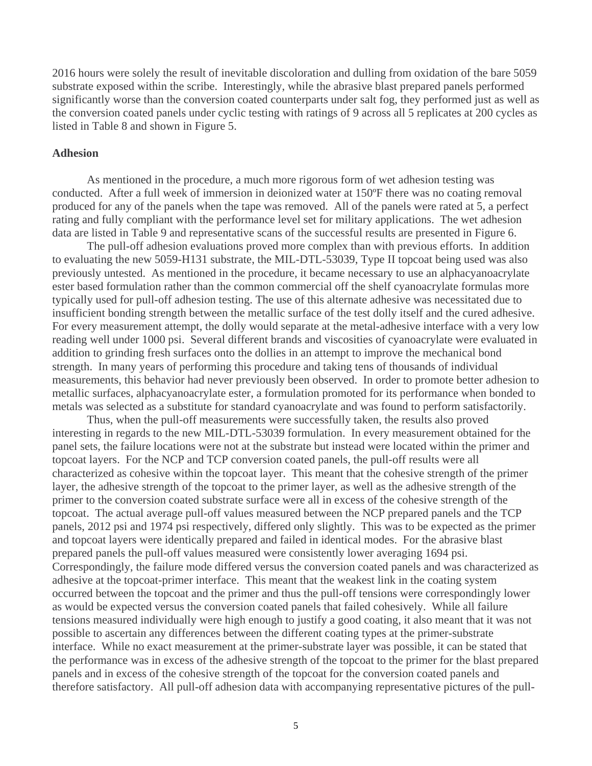2016 hours were solely the result of inevitable discoloration and dulling from oxidation of the bare 5059 substrate exposed within the scribe. Interestingly, while the abrasive blast prepared panels performed significantly worse than the conversion coated counterparts under salt fog, they performed just as well as the conversion coated panels under cyclic testing with ratings of 9 across all 5 replicates at 200 cycles as listed in Table 8 and shown in Figure 5.

**Adhesion**

As mentioned in the procedure, a much more rigorous form of wet adhesion testing was conducted. After a full week of immersion in deionized water at 150ºF there was no coating removal produced for any of the panels when the tape was removed. All of the panels were rated at 5, a perfect rating and fully compliant with the performance level set for military applications. The wet adhesion data are listed in Table 9 and representative scans of the successful results are presented in Figure 6.

The pull-off adhesion evaluations proved more complex than with previous efforts. In addition to evaluating the new 5059-H131 substrate, the MIL-DTL-53039, Type II topcoat being used was also previously untested. As mentioned in the procedure, it became necessary to use an alphacyanoacrylate ester based formulation rather than the common commercial off the shelf cyanoacrylate formulas more typically used for pull-off adhesion testing. The use of this alternate adhesive was necessitated due to insufficient bonding strength between the metallic surface of the test dolly itself and the cured adhesive. For every measurement attempt, the dolly would separate at the metal-adhesive interface with a very low reading well under 1000 psi. Several different brands and viscosities of cyanoacrylate were evaluated in addition to grinding fresh surfaces onto the dollies in an attempt to improve the mechanical bond strength. In many years of performing this procedure and taking tens of thousands of individual measurements, this behavior had never previously been observed. In order to promote better adhesion to metallic surfaces, alphacyanoacrylate ester, a formulation promoted for its performance when bonded to metals was selected as a substitute for standard cyanoacrylate and was found to perform satisfactorily.

Thus, when the pull-off measurements were successfully taken, the results also proved interesting in regards to the new MIL-DTL-53039 formulation. In every measurement obtained for the panel sets, the failure locations were not at the substrate but instead were located within the primer and topcoat layers. For the NCP and TCP conversion coated panels, the pull-off results were all characterized as cohesive within the topcoat layer. This meant that the cohesive strength of the primer layer, the adhesive strength of the topcoat to the primer layer, as well as the adhesive strength of the primer to the conversion coated substrate surface were all in excess of the cohesive strength of the topcoat. The actual average pull-off values measured between the NCP prepared panels and the TCP panels, 2012 psi and 1974 psi respectively, differed only slightly. This was to be expected as the primer and topcoat layers were identically prepared and failed in identical modes. For the abrasive blast prepared panels the pull-off values measured were consistently lower averaging 1694 psi. Correspondingly, the failure mode differed versus the conversion coated panels and was characterized as adhesive at the topcoat-primer interface. This meant that the weakest link in the coating system occurred between the topcoat and the primer and thus the pull-off tensions were correspondingly lower as would be expected versus the conversion coated panels that failed cohesively. While all failure tensions measured individually were high enough to justify a good coating, it also meant that it was not possible to ascertain any differences between the different coating types at the primer-substrate interface. While no exact measurement at the primer-substrate layer was possible, it can be stated that the performance was in excess of the adhesive strength of the topcoat to the primer for the blast prepared panels and in excess of the cohesive strength of the topcoat for the conversion coated panels and therefore satisfactory. All pull-off adhesion data with accompanying representative pictures of the pull-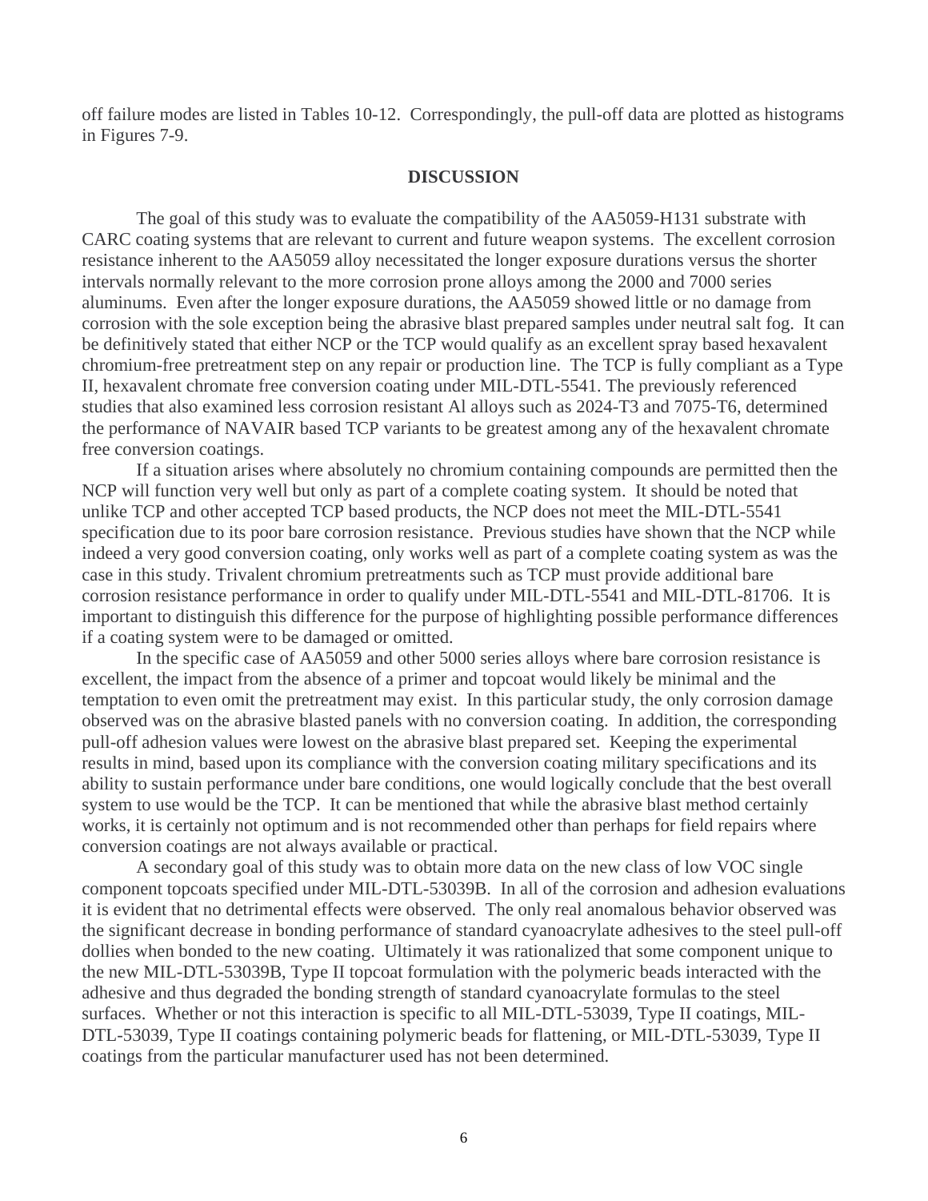off failure modes are listed in Tables 10-12. Correspondingly, the pull-off data are plotted as histograms in Figures 7-9.

## DISCUSSION

The goal of this study was to evaluate the compatibility of the AA5059-H131 substrate with CARC coating systems that are relevant to current and future weapon systems. The excellent corrosion resistance inherent to the AA5059 alloy necessitated the longer exposure durations versus the shorter intervals normally relevant to the more corrosion prone alloys among the 2000 and 7000 series aluminums. Even after the longer exposure durations, the AA5059 showed little or no damage from corrosion with the sole exception being the abrasive blast prepared samples under neutral salt fog. It can be definitively stated that either NCP or the TCP would qualify as an excellent spray based hexavalent chromium-free pretreatment step on any repair or production line. The TCP is fully compliant as a Type II, hexavalent chromate free conversion coating under MIL-DTL-5541. The previously referenced studies that also examined less corrosion resistant Al alloys such as 2024-T3 and 7075-T6, determined the performance of NAVAIR based TCP variants to be greatest among any of the hexavalent chromate free conversion coatings.

If a situation arises where absolutely no chromium containing compounds are permitted then the NCP will function very well but only as part of a complete coating system. It should be noted that unlike TCP and other accepted TCP based products, the NCP does not meet the MIL-DTL-5541 specification due to its poor bare corrosion resistance. Previous studies have shown that the NCP while indeed a very good conversion coating, only works well as part of a complete coating system as was the case in this study. Trivalent chromium pretreatments such as TCP must provide additional bare corrosion resistance performance in order to qualify under MIL-DTL-5541 and MIL-DTL-81706. It is important to distinguish this difference for the purpose of highlighting possible performance differences if a coating system were to be damaged or omitted.

In the specific case of AA5059 and other 5000 series alloys where bare corrosion resistance is excellent, the impact from the absence of a primer and topcoat would likely be minimal and the temptation to even omit the pretreatment may exist. In this particular study, the only corrosion damage observed was on the abrasive blasted panels with no conversion coating. In addition, the corresponding pull-off adhesion values were lowest on the abrasive blast prepared set. Keeping the experimental results in mind, based upon its compliance with the conversion coating military specifications and its ability to sustain performance under bare conditions, one would logically conclude that the best overall system to use would be the TCP. It can be mentioned that while the abrasive blast method certainly works, it is certainly not optimum and is not recommended other than perhaps for field repairs where conversion coatings are not always available or practical.

A secondary goal of this study was to obtain more data on the new class of low VOC single component topcoats specified under MIL-DTL-53039B. In all of the corrosion and adhesion evaluations it is evident that no detrimental effects were observed. The only real anomalous behavior observed was the significant decrease in bonding performance of standard cyanoacrylate adhesives to the steel pull-off dollies when bonded to the new coating. Ultimately it was rationalized that some component unique to the new MIL-DTL-53039B, Type II topcoat formulation with the polymeric beads interacted with the adhesive and thus degraded the bonding strength of standard cyanoacrylate formulas to the steel surfaces. Whether or not this interaction is specific to all MIL-DTL-53039, Type II coatings, MIL-DTL-53039, Type II coatings containing polymeric beads for flattening, or MIL-DTL-53039, Type II coatings from the particular manufacturer used has not been determined.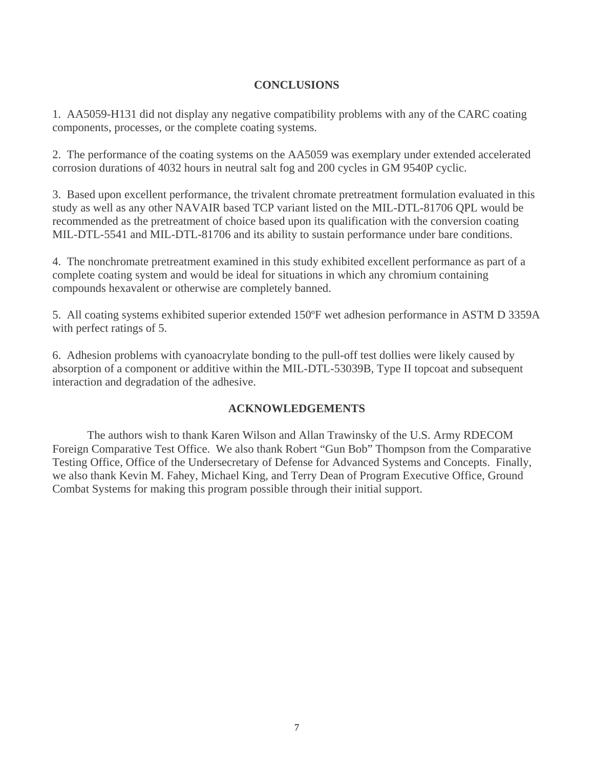## CONCLUSIONS

1. AA5059-H131 did not display any negative compatibility problems with any of the CARC coating components, processes, or the complete coating systems.

2. The performance of the coating systems on the AA5059 was exemplary under extended accelerated corrosion durations of 4032 hours in neutral salt fog and 200 cycles in GM 9540P cyclic.

3. Based upon excellent performance, the trivalent chromate pretreatment formulation evaluated in this study as well as any other NAVAIR based TCP variant listed on the MIL-DTL-81706 QPL would be recommended as the pretreatment of choice based upon its qualification with the conversion coating MIL-DTL-5541 and MIL-DTL-81706 and its ability to sustain performance under bare conditions.

4. The nonchromate pretreatment examined in this study exhibited excellent performance as part of a complete coating system and would be ideal for situations in which any chromium containing compounds hexavalent or otherwise are completely banned.

5. All coating systems exhibited superior extended 150ºF wet adhesion performance in ASTM D 3359A with perfect ratings of 5.

6. Adhesion problems with cyanoacrylate bonding to the pull-off test dollies were likely caused by absorption of a component or additive within the MIL-DTL-53039B, Type II topcoat and subsequent interaction and degradation of the adhesive.

## ACKNOWLEDGEMENTS

The authors wish to thank Karen Wilson and Allan Trawinsky of the U.S. Army RDECOM Foreign Comparative Test Office. We also thank Robert "Gun Bob" Thompson from the Comparative Testing Office, Office of the Undersecretary of Defense for Advanced Systems and Concepts. Finally, we also thank Kevin M. Fahey, Michael King, and Terry Dean of Program Executive Office, Ground Combat Systems for making this program possible through their initial support.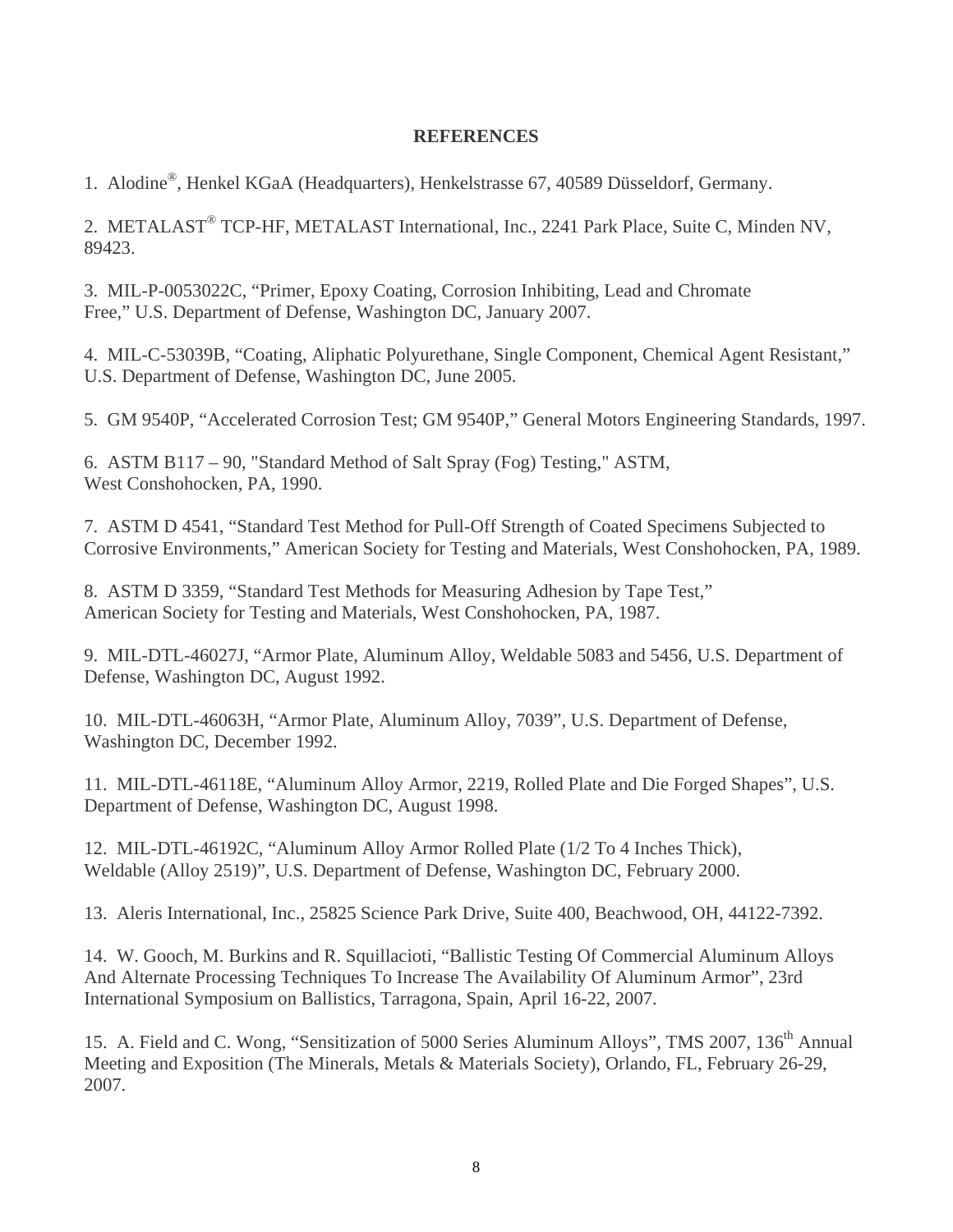## REFERENCES

1. Alodine®, Henkel KGaA (Headquarters), Henkelstrasse 67, 40589 Düsseldorf, Germany.

2. METALAST® TCP-HF, METALAST International, Inc., 2241 Park Place, Suite C, Minden NV, 89423.

3. MIL-P-0053022C, "Primer, Epoxy Coating, Corrosion Inhibiting, Lead and Chromate Free," U.S. Department of Defense, Washington DC, January 2007.

4. MIL-C-53039B, "Coating, Aliphatic Polyurethane, Single Component, Chemical Agent Resistant," U.S. Department of Defense, Washington DC, June 2005.

5. GM 9540P, "Accelerated Corrosion Test; GM 9540P," General Motors Engineering Standards, 1997.

6. ASTM B117 – 90, "Standard Method of Salt Spray (Fog) Testing," ASTM, West Conshohocken, PA, 1990.

7. ASTM D 4541, "Standard Test Method for Pull-Off Strength of Coated Specimens Subjected to Corrosive Environments," American Society for Testing and Materials, West Conshohocken, PA, 1989.

8. ASTM D 3359, "Standard Test Methods for Measuring Adhesion by Tape Test," American Society for Testing and Materials, West Conshohocken, PA, 1987.

9. MIL-DTL-46027J, "Armor Plate, Aluminum Alloy, Weldable 5083 and 5456, U.S. Department of Defense, Washington DC, August 1992.

10. MIL-DTL-46063H, "Armor Plate, Aluminum Alloy, 7039", U.S. Department of Defense, Washington DC, December 1992.

11. MIL-DTL-46118E, "Aluminum Alloy Armor, 2219, Rolled Plate and Die Forged Shapes", U.S. Department of Defense, Washington DC, August 1998.

12. MIL-DTL-46192C, "Aluminum Alloy Armor Rolled Plate (1/2 To 4 Inches Thick), Weldable (Alloy 2519)", U.S. Department of Defense, Washington DC, February 2000.

13. Aleris International, Inc., 25825 Science Park Drive, Suite 400, Beachwood, OH, 44122-7392.

14. W. Gooch, M. Burkins and R. Squillacioti, "Ballistic Testing Of Commercial Aluminum Alloys And Alternate Processing Techniques To Increase The Availability Of Aluminum Armor", 23rd International Symposium on Ballistics, Tarragona, Spain, April 16-22, 2007.

15. A. Field and C. Wong, "Sensitization of 5000 Series Aluminum Alloys", TMS 2007, 136th Annual Meeting and Exposition (The Minerals, Metals & Materials Society), Orlando, FL, February 26-29, 2007.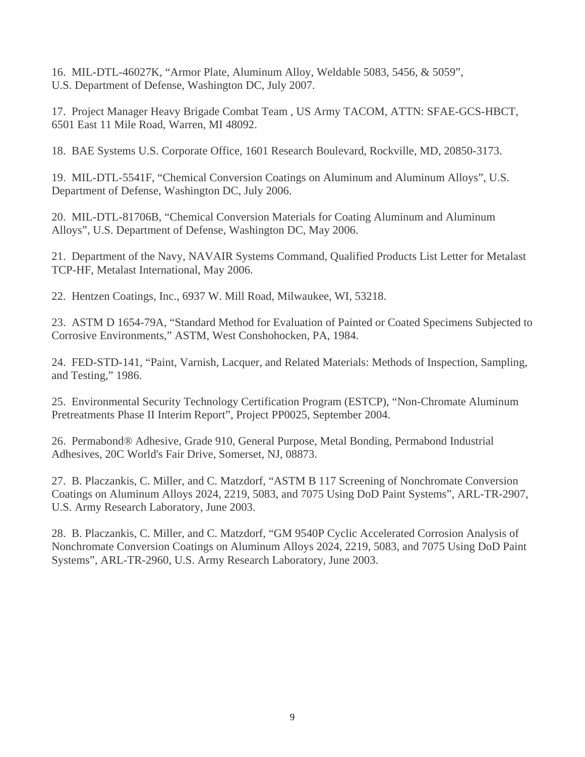16. MIL-DTL-46027K, “Armor Plate, Aluminum Alloy, Weldable 5083, 5456, & 5059”, U.S. Department of Defense, Washington DC, July 2007.

17. Project Manager Heavy Brigade Combat Team , US Army TACOM, ATTN: SFAE-GCS-HBCT, 6501 East 11 Mile Road, Warren, MI 48092.

18. BAE Systems U.S. Corporate Office, 1601 Research Boulevard, Rockville, MD, 20850-3173.

19. MIL-DTL-5541F, “Chemical Conversion Coatings on Aluminum and Aluminum Alloys”, U.S. Department of Defense, Washington DC, July 2006.

20. MIL-DTL-81706B, “Chemical Conversion Materials for Coating Aluminum and Aluminum Alloys”, U.S. Department of Defense, Washington DC, May 2006.

21. Department of the Navy, NAVAIR Systems Command, Qualified Products List Letter for Metalast TCP-HF, Metalast International, May 2006.

22. Hentzen Coatings, Inc., 6937 W. Mill Road, Milwaukee, WI, 53218.

23. ASTM D 1654-79A, “Standard Method for Evaluation of Painted or Coated Specimens Subjected to Corrosive Environments,” ASTM, West Conshohocken, PA, 1984.

24. FED-STD-141, “Paint, Varnish, Lacquer, and Related Materials: Methods of Inspection, Sampling, and Testing,” 1986.

25. Environmental Security Technology Certification Program (ESTCP), “Non-Chromate Aluminum Pretreatments Phase II Interim Report”, Project PP0025, September 2004.

26. Permabond® Adhesive, Grade 910, General Purpose, Metal Bonding, Permabond Industrial Adhesives, 20C World's Fair Drive, Somerset, NJ, 08873.

27. B. Placzankis, C. Miller, and C. Matzdorf, “ASTM B 117 Screening of Nonchromate Conversion Coatings on Aluminum Alloys 2024, 2219, 5083, and 7075 Using DoD Paint Systems”, ARL-TR-2907, U.S. Army Research Laboratory, June 2003.

28. B. Placzankis, C. Miller, and C. Matzdorf, “GM 9540P Cyclic Accelerated Corrosion Analysis of Nonchromate Conversion Coatings on Aluminum Alloys 2024, 2219, 5083, and 7075 Using DoD Paint Systems”, ARL-TR-2960, U.S. Army Research Laboratory, June 2003.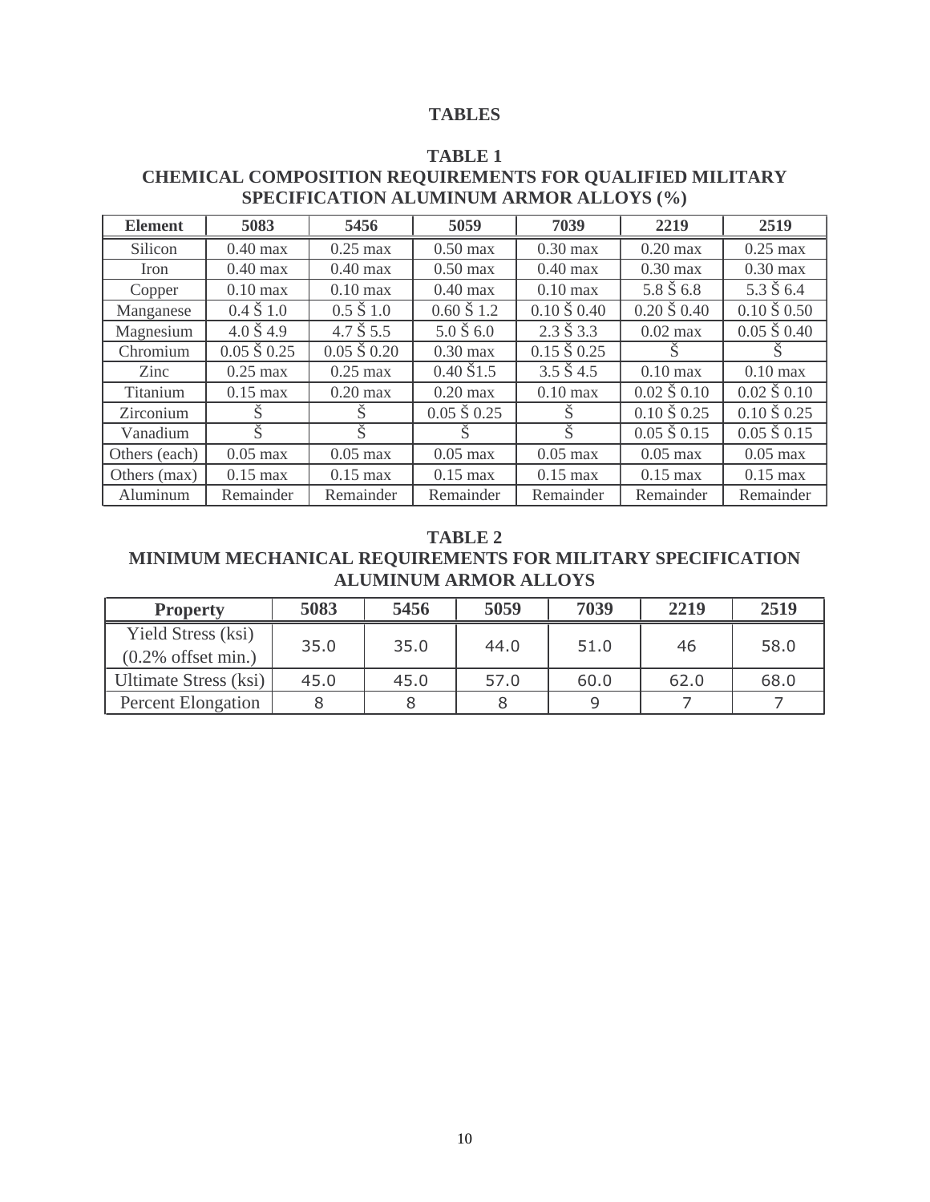# TABLES

## TABLE 1
## CHEMICAL COMPOSITION REQUIREMENTS FOR QUALIFIED MILITARY SPECIFICATION ALUMINUM ARMOR ALLOYS (%)

| Element | 5083 | 5456 | 5059 | 7039 | 2219 | 2519 |
|---|---|---|---|---|---|---|
| Silicon | 0.40 max | 0.25 max | 0.50 max | 0.30 max | 0.20 max | 0.25 max |
| Iron | 0.40 max | 0.40 max | 0.50 max | 0.40 max | 0.30 max | 0.30 max |
| Copper | 0.10 max | 0.10 max | 0.40 max | 0.10 max | 5.8 Š 6.8 | 5.3 Š 6.4 |
| Manganese | 0.4 Š 1.0 | 0.5 Š 1.0 | 0.60 Š 1.2 | 0.10 Š 0.40 | 0.20 Š 0.40 | 0.10 Š 0.50 |
| Magnesium | 4.0 Š 4.9 | 4.7 Š 5.5 | 5.0 Š 6.0 | 2.3 Š 3.3 | 0.02 max | 0.05 Š 0.40 |
| Chromium | 0.05 Š 0.25 | 0.05 Š 0.20 | 0.30 max | 0.15 Š 0.25 | Š | Š |
| Zinc | 0.25 max | 0.25 max | 0.40 Š1.5 | 3.5 Š 4.5 | 0.10 max | 0.10 max |
| Titanium | 0.15 max | 0.20 max | 0.20 max | 0.10 max | 0.02 Š 0.10 | 0.02 Š 0.10 |
| Zirconium | Š | Š | 0.05 Š 0.25 | Š | 0.10 Š 0.25 | 0.10 Š 0.25 |
| Vanadium | Š | Š | Š | Š | 0.05 Š 0.15 | 0.05 Š 0.15 |
| Others (each) | 0.05 max | 0.05 max | 0.05 max | 0.05 max | 0.05 max | 0.05 max |
| Others (max) | 0.15 max | 0.15 max | 0.15 max | 0.15 max | 0.15 max | 0.15 max |
| Aluminum | Remainder | Remainder | Remainder | Remainder | Remainder | Remainder |

## TABLE 2
## MINIMUM MECHANICAL REQUIREMENTS FOR MILITARY SPECIFICATION ALUMINUM ARMOR ALLOYS

| Property | 5083 | 5456 | 5059 | 7039 | 2219 | 2519 |
|---|---|---|---|---|---|---|
| Yield Stress (ksi) (0.2% offset min.) | 35.0 | 35.0 | 44.0 | 51.0 | 46 | 58.0 |
| Ultimate Stress (ksi) | 45.0 | 45.0 | 57.0 | 60.0 | 62.0 | 68.0 |
| Percent Elongation | 8 | 8 | 8 | 9 | 7 | 7 |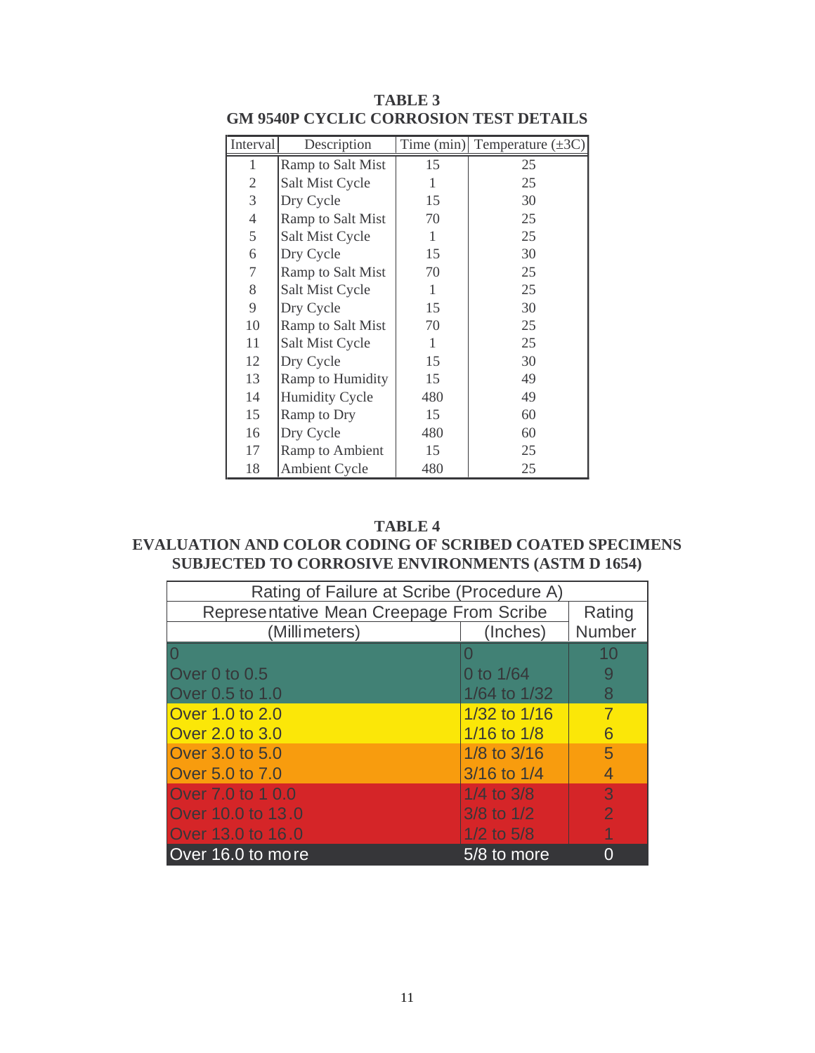**TABLE 3**
**GM 9540P CYCLIC CORROSION TEST DETAILS**

| Interval | Description | Time (min) | Temperature (±3C) |
|---|---|---|---|
| 1 | Ramp to Salt Mist | 15 | 25 |
| 2 | Salt Mist Cycle | 1 | 25 |
| 3 | Dry Cycle | 15 | 30 |
| 4 | Ramp to Salt Mist | 70 | 25 |
| 5 | Salt Mist Cycle | 1 | 25 |
| 6 | Dry Cycle | 15 | 30 |
| 7 | Ramp to Salt Mist | 70 | 25 |
| 8 | Salt Mist Cycle | 1 | 25 |
| 9 | Dry Cycle | 15 | 30 |
| 10 | Ramp to Salt Mist | 70 | 25 |
| 11 | Salt Mist Cycle | 1 | 25 |
| 12 | Dry Cycle | 15 | 30 |
| 13 | Ramp to Humidity | 15 | 49 |
| 14 | Humidity Cycle | 480 | 49 |
| 15 | Ramp to Dry | 15 | 60 |
| 16 | Dry Cycle | 480 | 60 |
| 17 | Ramp to Ambient | 15 | 25 |
| 18 | Ambient Cycle | 480 | 25 |

**TABLE 4**
**EVALUATION AND COLOR CODING OF SCRIBED COATED SPECIMENS SUBJECTED TO CORROSIVE ENVIRONMENTS (ASTM D 1654)**

| Rating of Failure at Scribe (Procedure A) | | |
|---|---|---|
| Representative Mean Creepage From Scribe | | Rating Number |
| (Millimeters) | (Inches) | |
| 0 | 0 | 10 |
| Over 0 to 0.5 | 0 to 1/64 | 9 |
| Over 0.5 to 1.0 | 1/64 to 1/32 | 8 |
| Over 1.0 to 2.0 | 1/32 to 1/16 | 7 |
| Over 2.0 to 3.0 | 1/16 to 1/8 | 6 |
| Over 3.0 to 5.0 | 1/8 to 3/16 | 5 |
| Over 5.0 to 7.0 | 3/16 to 1/4 | 4 |
| Over 7.0 to 1 0.0 | 1/4 to 3/8 | 3 |
| Over 10.0 to 13.0 | 3/8 to 1/2 | 2 |
| Over 13.0 to 16.0 | 1/2 to 5/8 | 1 |
| Over 16.0 to more | 5/8 to more | 0 |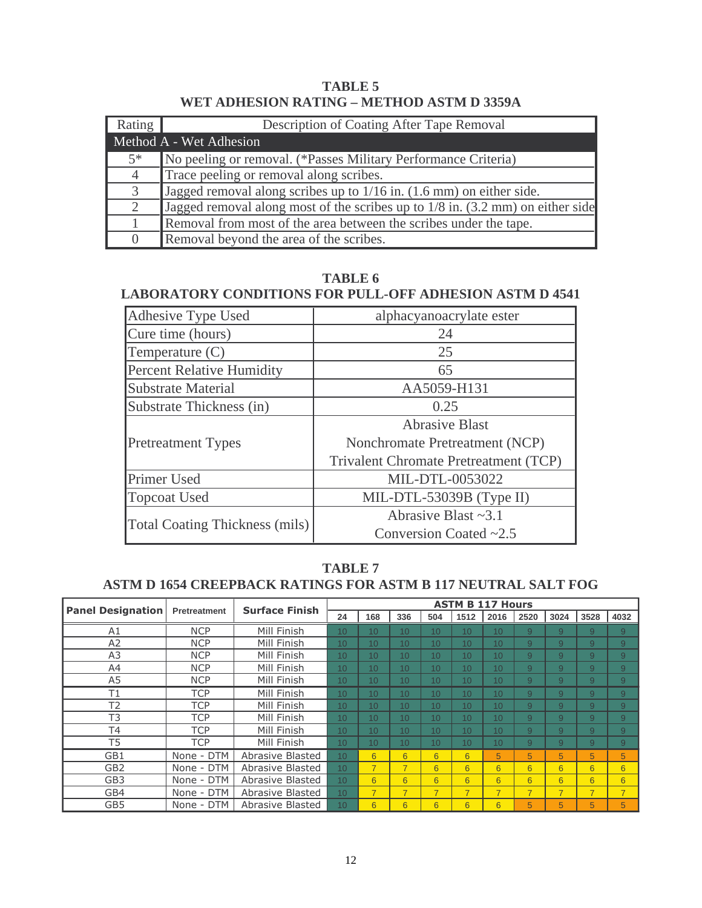**TABLE 5**
**WET ADHESION RATING – METHOD ASTM D 3359A**

| Rating | Description of Coating After Tape Removal |
|---|---|
| Method A - Wet Adhesion | |
| 5* | No peeling or removal. (*Passes Military Performance Criteria) |
| 4 | Trace peeling or removal along scribes. |
| 3 | Jagged removal along scribes up to 1/16 in. (1.6 mm) on either side. |
| 2 | Jagged removal along most of the scribes up to 1/8 in. (3.2 mm) on either side |
| 1 | Removal from most of the area between the scribes under the tape. |
| 0 | Removal beyond the area of the scribes. |

**TABLE 6**
**LABORATORY CONDITIONS FOR PULL-OFF ADHESION ASTM D 4541**

| | |
|---|---|
| Adhesive Type Used | alphacyanoacrylate ester |
| Cure time (hours) | 24 |
| Temperature (C) | 25 |
| Percent Relative Humidity | 65 |
| Substrate Material | AA5059-H131 |
| Substrate Thickness (in) | 0.25 |
| Pretreatment Types | Abrasive Blast<br>Nonchromate Pretreatment (NCP)<br>Trivalent Chromate Pretreatment (TCP) |
| Primer Used | MIL-DTL-0053022 |
| Topcoat Used | MIL-DTL-53039B (Type II) |
| Total Coating Thickness (mils) | Abrasive Blast ~3.1<br>Conversion Coated ~2.5 |

**TABLE 7**
**ASTM D 1654 CREEPBACK RATINGS FOR ASTM B 117 NEUTRAL SALT FOG**

| Panel Designation | Pretreatment | Surface Finish | ASTM B 117 Hours | | | | | | | | | |
|---|---|---|---|---|---|---|---|---|---|---|---|---|
| | | | 24 | 168 | 336 | 504 | 1512 | 2016 | 2520 | 3024 | 3528 | 4032 |
| A1 | NCP | Mill Finish | 10 | 10 | 10 | 10 | 10 | 10 | 9 | 9 | 9 | 9 |
| A2 | NCP | Mill Finish | 10 | 10 | 10 | 10 | 10 | 10 | 9 | 9 | 9 | 9 |
| A3 | NCP | Mill Finish | 10 | 10 | 10 | 10 | 10 | 10 | 9 | 9 | 9 | 9 |
| A4 | NCP | Mill Finish | 10 | 10 | 10 | 10 | 10 | 10 | 9 | 9 | 9 | 9 |
| A5 | NCP | Mill Finish | 10 | 10 | 10 | 10 | 10 | 10 | 9 | 9 | 9 | 9 |
| T1 | TCP | Mill Finish | 10 | 10 | 10 | 10 | 10 | 10 | 9 | 9 | 9 | 9 |
| T2 | TCP | Mill Finish | 10 | 10 | 10 | 10 | 10 | 10 | 9 | 9 | 9 | 9 |
| T3 | TCP | Mill Finish | 10 | 10 | 10 | 10 | 10 | 10 | 9 | 9 | 9 | 9 |
| T4 | TCP | Mill Finish | 10 | 10 | 10 | 10 | 10 | 10 | 9 | 9 | 9 | 9 |
| T5 | TCP | Mill Finish | 10 | 10 | 10 | 10 | 10 | 10 | 9 | 9 | 9 | 9 |
| GB1 | None - DTM | Abrasive Blasted | 10 | 6 | 6 | 6 | 6 | 5 | 5 | 5 | 5 | 5 |
| GB2 | None - DTM | Abrasive Blasted | 10 | 7 | 7 | 6 | 6 | 6 | 6 | 6 | 6 | 6 |
| GB3 | None - DTM | Abrasive Blasted | 10 | 6 | 6 | 6 | 6 | 6 | 6 | 6 | 6 | 6 |
| GB4 | None - DTM | Abrasive Blasted | 10 | 7 | 7 | 7 | 7 | 7 | 7 | 7 | 7 | 7 |
| GB5 | None - DTM | Abrasive Blasted | 10 | 6 | 6 | 6 | 6 | 6 | 5 | 5 | 5 | 5 |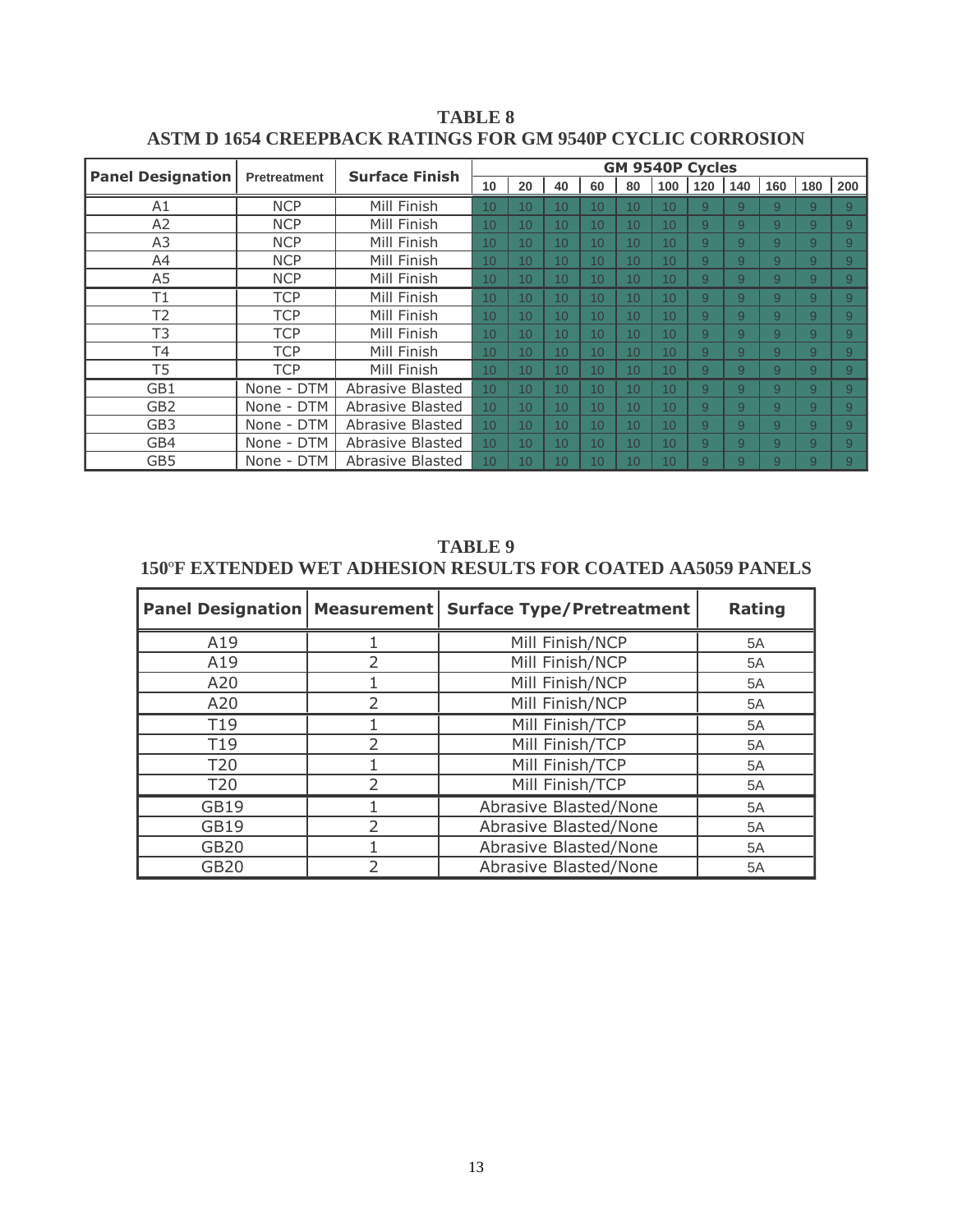**TABLE 8**
**ASTM D 1654 CREEPBACK RATINGS FOR GM 9540P CYCLIC CORROSION**

| Panel Designation | Pretreatment | Surface Finish | GM 9540P Cycles | | | | | | | | | | |
|---|---|---|---|---|---|---|---|---|---|---|---|---|---|
| | | | 10 | 20 | 40 | 60 | 80 | 100 | 120 | 140 | 160 | 180 | 200 |
| A1 | NCP | Mill Finish | 10 | 10 | 10 | 10 | 10 | 10 | 9 | 9 | 9 | 9 | 9 |
| A2 | NCP | Mill Finish | 10 | 10 | 10 | 10 | 10 | 10 | 9 | 9 | 9 | 9 | 9 |
| A3 | NCP | Mill Finish | 10 | 10 | 10 | 10 | 10 | 10 | 9 | 9 | 9 | 9 | 9 |
| A4 | NCP | Mill Finish | 10 | 10 | 10 | 10 | 10 | 10 | 9 | 9 | 9 | 9 | 9 |
| A5 | NCP | Mill Finish | 10 | 10 | 10 | 10 | 10 | 10 | 9 | 9 | 9 | 9 | 9 |
| T1 | TCP | Mill Finish | 10 | 10 | 10 | 10 | 10 | 10 | 9 | 9 | 9 | 9 | 9 |
| T2 | TCP | Mill Finish | 10 | 10 | 10 | 10 | 10 | 10 | 9 | 9 | 9 | 9 | 9 |
| T3 | TCP | Mill Finish | 10 | 10 | 10 | 10 | 10 | 10 | 9 | 9 | 9 | 9 | 9 |
| T4 | TCP | Mill Finish | 10 | 10 | 10 | 10 | 10 | 10 | 9 | 9 | 9 | 9 | 9 |
| T5 | TCP | Mill Finish | 10 | 10 | 10 | 10 | 10 | 10 | 9 | 9 | 9 | 9 | 9 |
| GB1 | None - DTM | Abrasive Blasted | 10 | 10 | 10 | 10 | 10 | 10 | 9 | 9 | 9 | 9 | 9 |
| GB2 | None - DTM | Abrasive Blasted | 10 | 10 | 10 | 10 | 10 | 10 | 9 | 9 | 9 | 9 | 9 |
| GB3 | None - DTM | Abrasive Blasted | 10 | 10 | 10 | 10 | 10 | 10 | 9 | 9 | 9 | 9 | 9 |
| GB4 | None - DTM | Abrasive Blasted | 10 | 10 | 10 | 10 | 10 | 10 | 9 | 9 | 9 | 9 | 9 |
| GB5 | None - DTM | Abrasive Blasted | 10 | 10 | 10 | 10 | 10 | 10 | 9 | 9 | 9 | 9 | 9 |

**TABLE 9**
**150°F EXTENDED WET ADHESION RESULTS FOR COATED AA5059 PANELS**

| Panel Designation | Measurement | Surface Type/Pretreatment | Rating |
|---|---|---|---|
| A19 | 1 | Mill Finish/NCP | 5A |
| A19 | 2 | Mill Finish/NCP | 5A |
| A20 | 1 | Mill Finish/NCP | 5A |
| A20 | 2 | Mill Finish/NCP | 5A |
| T19 | 1 | Mill Finish/TCP | 5A |
| T19 | 2 | Mill Finish/TCP | 5A |
| T20 | 1 | Mill Finish/TCP | 5A |
| T20 | 2 | Mill Finish/TCP | 5A |
| GB19 | 1 | Abrasive Blasted/None | 5A |
| GB19 | 2 | Abrasive Blasted/None | 5A |
| GB20 | 1 | Abrasive Blasted/None | 5A |
| GB20 | 2 | Abrasive Blasted/None | 5A |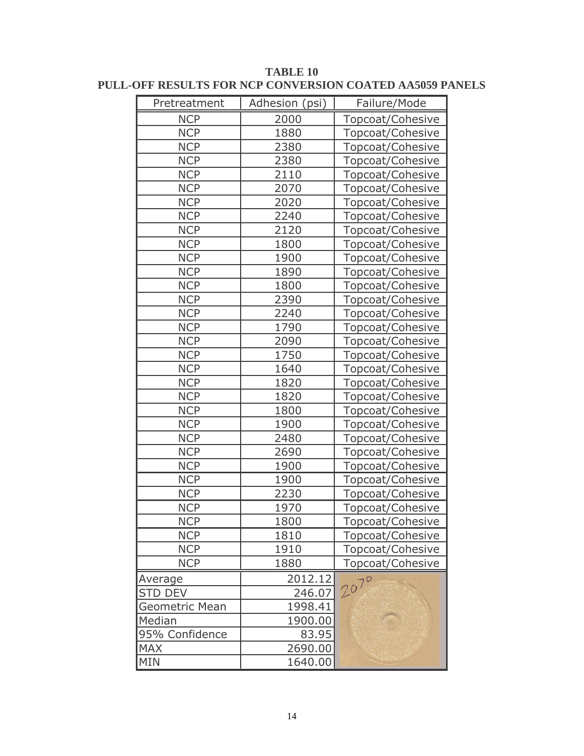**TABLE 10**
**PULL-OFF RESULTS FOR NCP CONVERSION COATED AA5059 PANELS**

| Pretreatment | Adhesion (psi) | Failure/Mode |
|---|---|---|
| NCP | 2000 | Topcoat/Cohesive |
| NCP | 1880 | Topcoat/Cohesive |
| NCP | 2380 | Topcoat/Cohesive |
| NCP | 2380 | Topcoat/Cohesive |
| NCP | 2110 | Topcoat/Cohesive |
| NCP | 2070 | Topcoat/Cohesive |
| NCP | 2020 | Topcoat/Cohesive |
| NCP | 2240 | Topcoat/Cohesive |
| NCP | 2120 | Topcoat/Cohesive |
| NCP | 1800 | Topcoat/Cohesive |
| NCP | 1900 | Topcoat/Cohesive |
| NCP | 1890 | Topcoat/Cohesive |
| NCP | 1800 | Topcoat/Cohesive |
| NCP | 2390 | Topcoat/Cohesive |
| NCP | 2240 | Topcoat/Cohesive |
| NCP | 1790 | Topcoat/Cohesive |
| NCP | 2090 | Topcoat/Cohesive |
| NCP | 1750 | Topcoat/Cohesive |
| NCP | 1640 | Topcoat/Cohesive |
| NCP | 1820 | Topcoat/Cohesive |
| NCP | 1820 | Topcoat/Cohesive |
| NCP | 1800 | Topcoat/Cohesive |
| NCP | 1900 | Topcoat/Cohesive |
| NCP | 2480 | Topcoat/Cohesive |
| NCP | 2690 | Topcoat/Cohesive |
| NCP | 1900 | Topcoat/Cohesive |
| NCP | 1900 | Topcoat/Cohesive |
| NCP | 2230 | Topcoat/Cohesive |
| NCP | 1970 | Topcoat/Cohesive |
| NCP | 1800 | Topcoat/Cohesive |
| NCP | 1810 | Topcoat/Cohesive |
| NCP | 1910 | Topcoat/Cohesive |
| NCP | 1880 | Topcoat/Cohesive |
| Average | 2012.12 | |
| STD DEV | 246.07 | |
| Geometric Mean | 1998.41 | |
| Median | 1900.00 | |
| 95% Confidence | 83.95 | |
| MAX | 2690.00 | |
| MIN | 1640.00 | |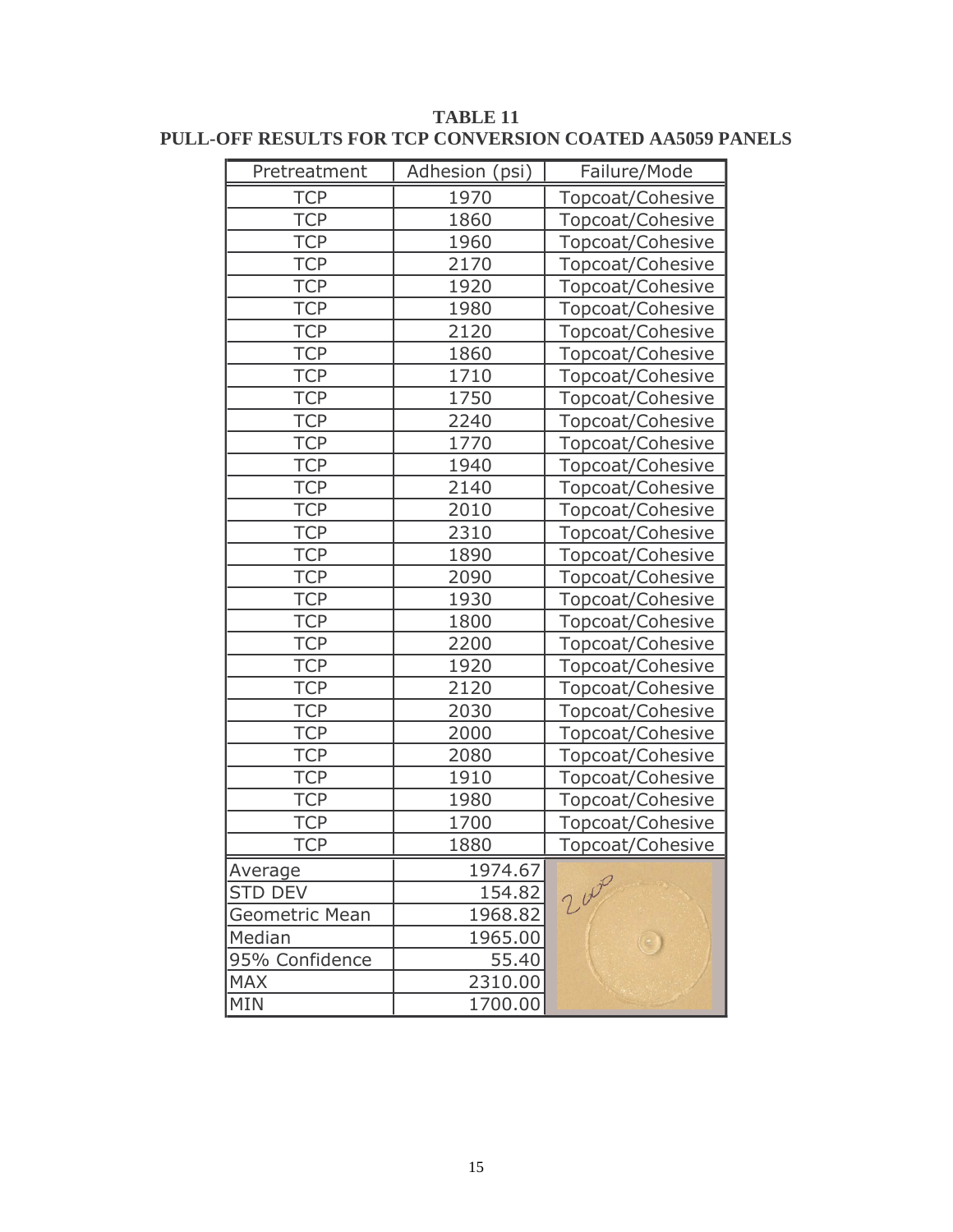**TABLE 11**
**PULL-OFF RESULTS FOR TCP CONVERSION COATED AA5059 PANELS**

| Pretreatment | Adhesion (psi) | Failure/Mode |
|---|---|---|
| TCP | 1970 | Topcoat/Cohesive |
| TCP | 1860 | Topcoat/Cohesive |
| TCP | 1960 | Topcoat/Cohesive |
| TCP | 2170 | Topcoat/Cohesive |
| TCP | 1920 | Topcoat/Cohesive |
| TCP | 1980 | Topcoat/Cohesive |
| TCP | 2120 | Topcoat/Cohesive |
| TCP | 1860 | Topcoat/Cohesive |
| TCP | 1710 | Topcoat/Cohesive |
| TCP | 1750 | Topcoat/Cohesive |
| TCP | 2240 | Topcoat/Cohesive |
| TCP | 1770 | Topcoat/Cohesive |
| TCP | 1940 | Topcoat/Cohesive |
| TCP | 2140 | Topcoat/Cohesive |
| TCP | 2010 | Topcoat/Cohesive |
| TCP | 2310 | Topcoat/Cohesive |
| TCP | 1890 | Topcoat/Cohesive |
| TCP | 2090 | Topcoat/Cohesive |
| TCP | 1930 | Topcoat/Cohesive |
| TCP | 1800 | Topcoat/Cohesive |
| TCP | 2200 | Topcoat/Cohesive |
| TCP | 1920 | Topcoat/Cohesive |
| TCP | 2120 | Topcoat/Cohesive |
| TCP | 2030 | Topcoat/Cohesive |
| TCP | 2000 | Topcoat/Cohesive |
| TCP | 2080 | Topcoat/Cohesive |
| TCP | 1910 | Topcoat/Cohesive |
| TCP | 1980 | Topcoat/Cohesive |
| TCP | 1700 | Topcoat/Cohesive |
| TCP | 1880 | Topcoat/Cohesive |
| Average | 1974.67 | |
| STD DEV | 154.82 | |
| Geometric Mean | 1968.82 | |
| Median | 1965.00 | |
| 95% Confidence | 55.40 | |
| MAX | 2310.00 | |
| MIN | 1700.00 | |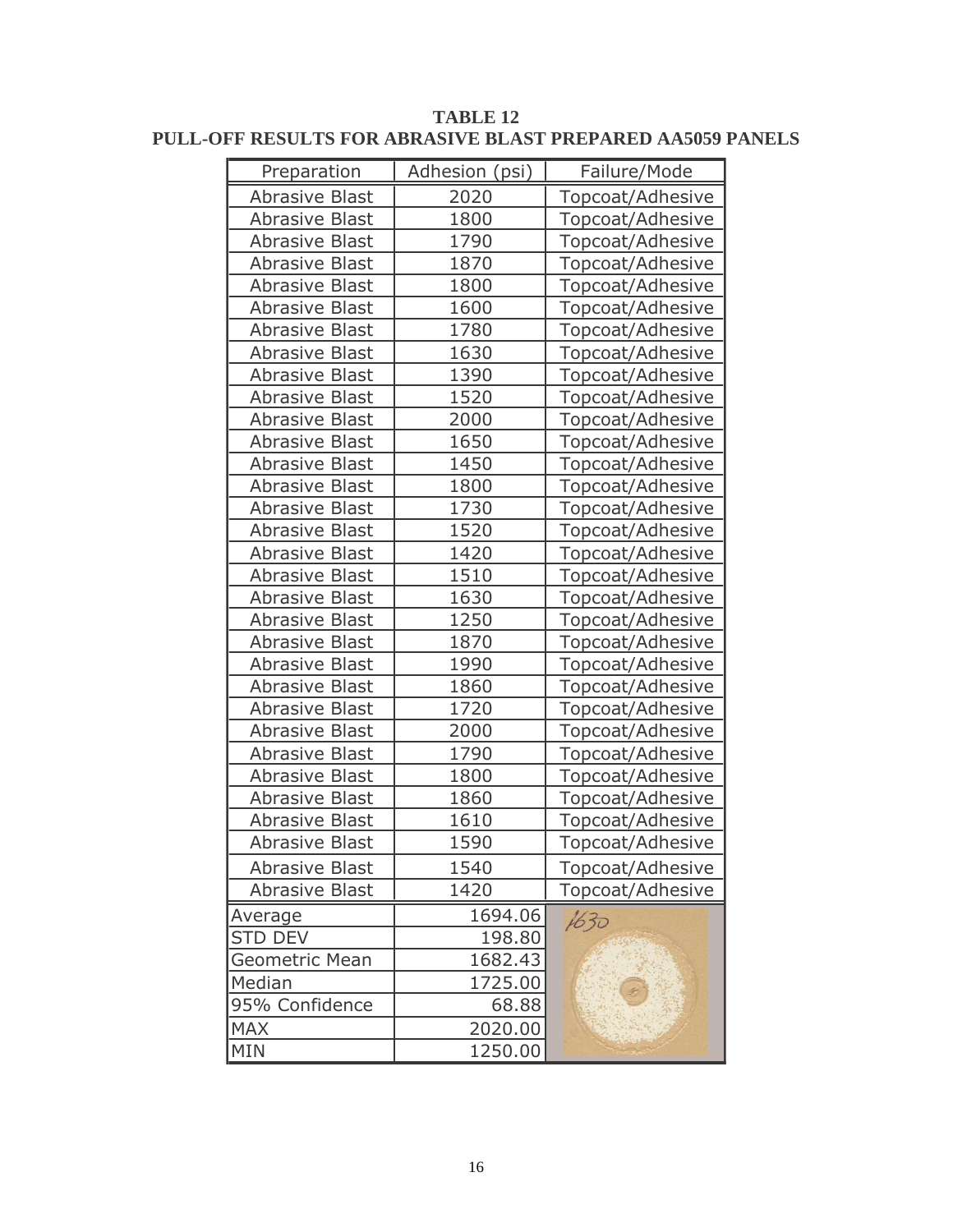**TABLE 12**
**PULL-OFF RESULTS FOR ABRASIVE BLAST PREPARED AA5059 PANELS**

| Preparation | Adhesion (psi) | Failure/Mode |
|---|---|---|
| Abrasive Blast | 2020 | Topcoat/Adhesive |
| Abrasive Blast | 1800 | Topcoat/Adhesive |
| Abrasive Blast | 1790 | Topcoat/Adhesive |
| Abrasive Blast | 1870 | Topcoat/Adhesive |
| Abrasive Blast | 1800 | Topcoat/Adhesive |
| Abrasive Blast | 1600 | Topcoat/Adhesive |
| Abrasive Blast | 1780 | Topcoat/Adhesive |
| Abrasive Blast | 1630 | Topcoat/Adhesive |
| Abrasive Blast | 1390 | Topcoat/Adhesive |
| Abrasive Blast | 1520 | Topcoat/Adhesive |
| Abrasive Blast | 2000 | Topcoat/Adhesive |
| Abrasive Blast | 1650 | Topcoat/Adhesive |
| Abrasive Blast | 1450 | Topcoat/Adhesive |
| Abrasive Blast | 1800 | Topcoat/Adhesive |
| Abrasive Blast | 1730 | Topcoat/Adhesive |
| Abrasive Blast | 1520 | Topcoat/Adhesive |
| Abrasive Blast | 1420 | Topcoat/Adhesive |
| Abrasive Blast | 1510 | Topcoat/Adhesive |
| Abrasive Blast | 1630 | Topcoat/Adhesive |
| Abrasive Blast | 1250 | Topcoat/Adhesive |
| Abrasive Blast | 1870 | Topcoat/Adhesive |
| Abrasive Blast | 1990 | Topcoat/Adhesive |
| Abrasive Blast | 1860 | Topcoat/Adhesive |
| Abrasive Blast | 1720 | Topcoat/Adhesive |
| Abrasive Blast | 2000 | Topcoat/Adhesive |
| Abrasive Blast | 1790 | Topcoat/Adhesive |
| Abrasive Blast | 1800 | Topcoat/Adhesive |
| Abrasive Blast | 1860 | Topcoat/Adhesive |
| Abrasive Blast | 1610 | Topcoat/Adhesive |
| Abrasive Blast | 1590 | Topcoat/Adhesive |
| Abrasive Blast | 1540 | Topcoat/Adhesive |
| Abrasive Blast | 1420 | Topcoat/Adhesive |
| Average | 1694.06 | |
| STD DEV | 198.80 | |
| Geometric Mean | 1682.43 | |
| Median | 1725.00 | |
| 95% Confidence | 68.88 | |
| MAX | 2020.00 | |
| MIN | 1250.00 | |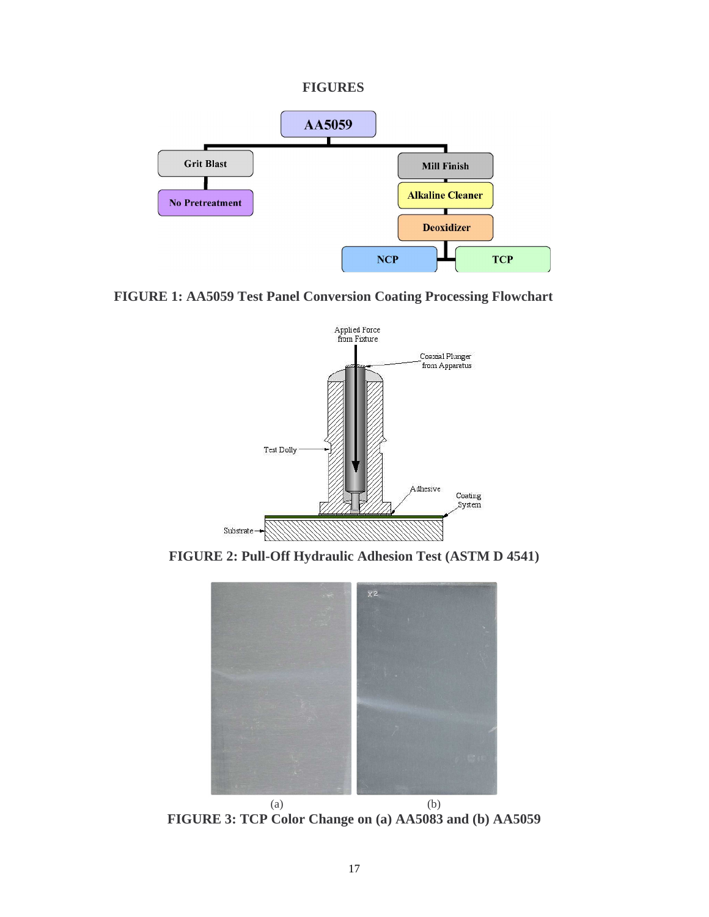# FIGURES

FIGURE 1: AA5059 Test Panel Conversion Coating Processing Flowchart

FIGURE 2: Pull-Off Hydraulic Adhesion Test (ASTM D 4541)

(a) (b)

FIGURE 3: TCP Color Change on (a) AA5083 and (b) AA5059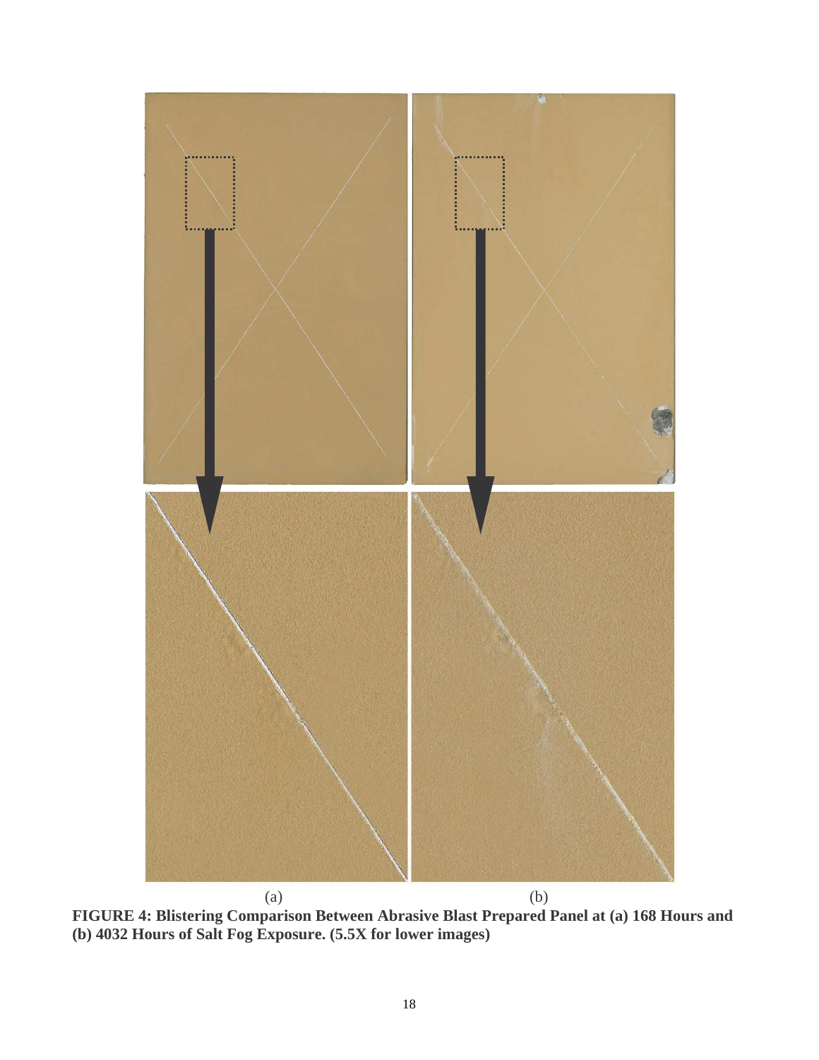(a) (b)

**FIGURE 4: Blistering Comparison Between Abrasive Blast Prepared Panel at (a) 168 Hours and (b) 4032 Hours of Salt Fog Exposure. (5.5X for lower images)**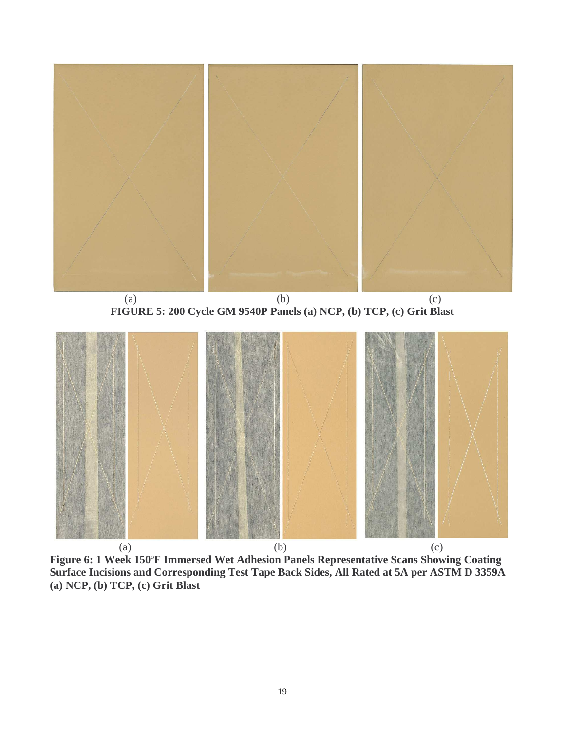(a) (b) (c)

**FIGURE 5: 200 Cycle GM 9540P Panels (a) NCP, (b) TCP, (c) Grit Blast**

(a) (b) (c)

**Figure 6: 1 Week 150°F Immersed Wet Adhesion Panels Representative Scans Showing Coating Surface Incisions and Corresponding Test Tape Back Sides, All Rated at 5A per ASTM D 3359A (a) NCP, (b) TCP, (c) Grit Blast**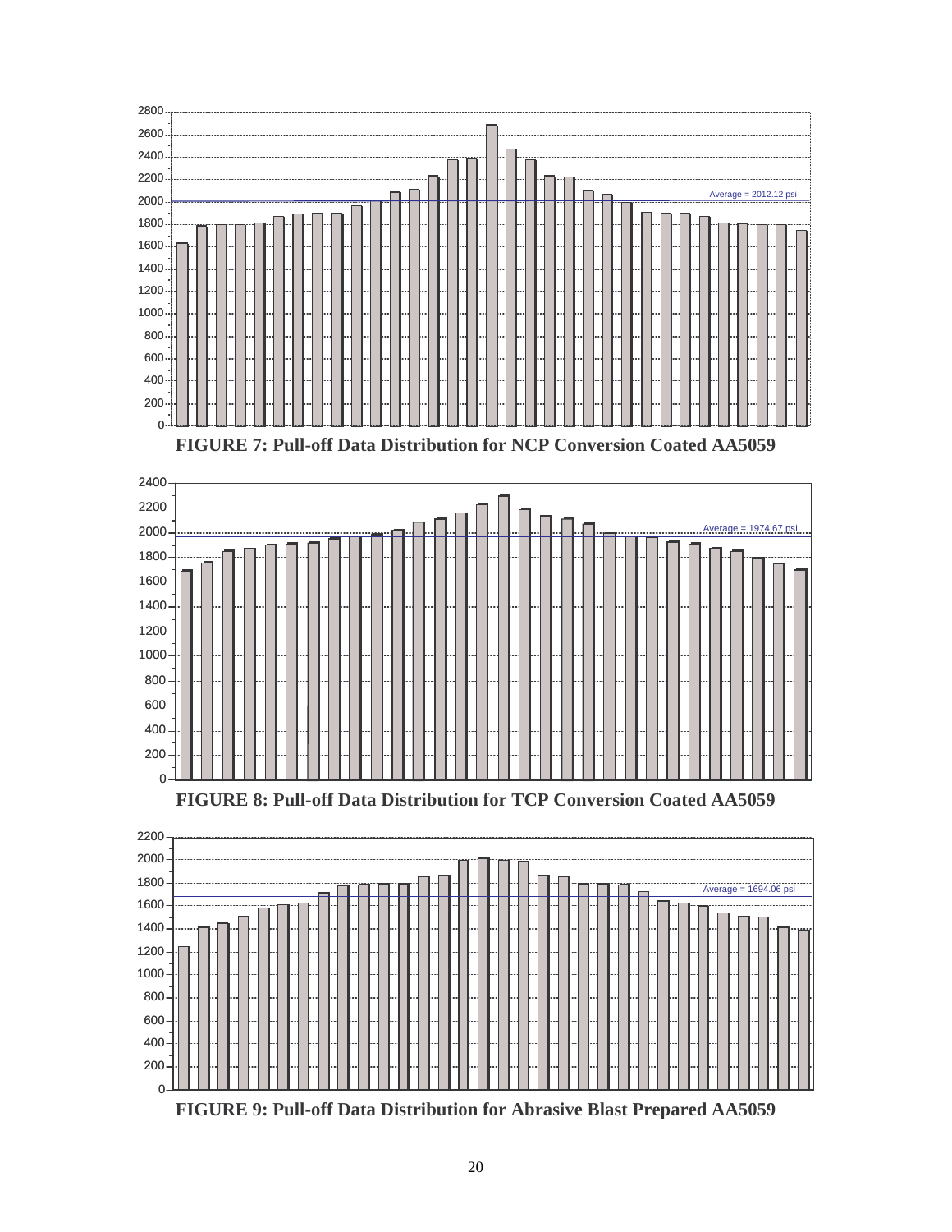2800
2600
2400
2200
2000
1800
1600
1400
1200
1000
800
600
400
200
0

Average = 2012.12 psi

**FIGURE 7: Pull-off Data Distribution for NCP Conversion Coated AA5059**

2400
2200
2000
1800
1600
1400
1200
1000
800
600
400
200
0

Average = 1974.67 psi

**FIGURE 8: Pull-off Data Distribution for TCP Conversion Coated AA5059**

2200
2000
1800
1600
1400
1200
1000
800
600
400
200
0

Average = 1694.06 psi

**FIGURE 9: Pull-off Data Distribution for Abrasive Blast Prepared AA5059**